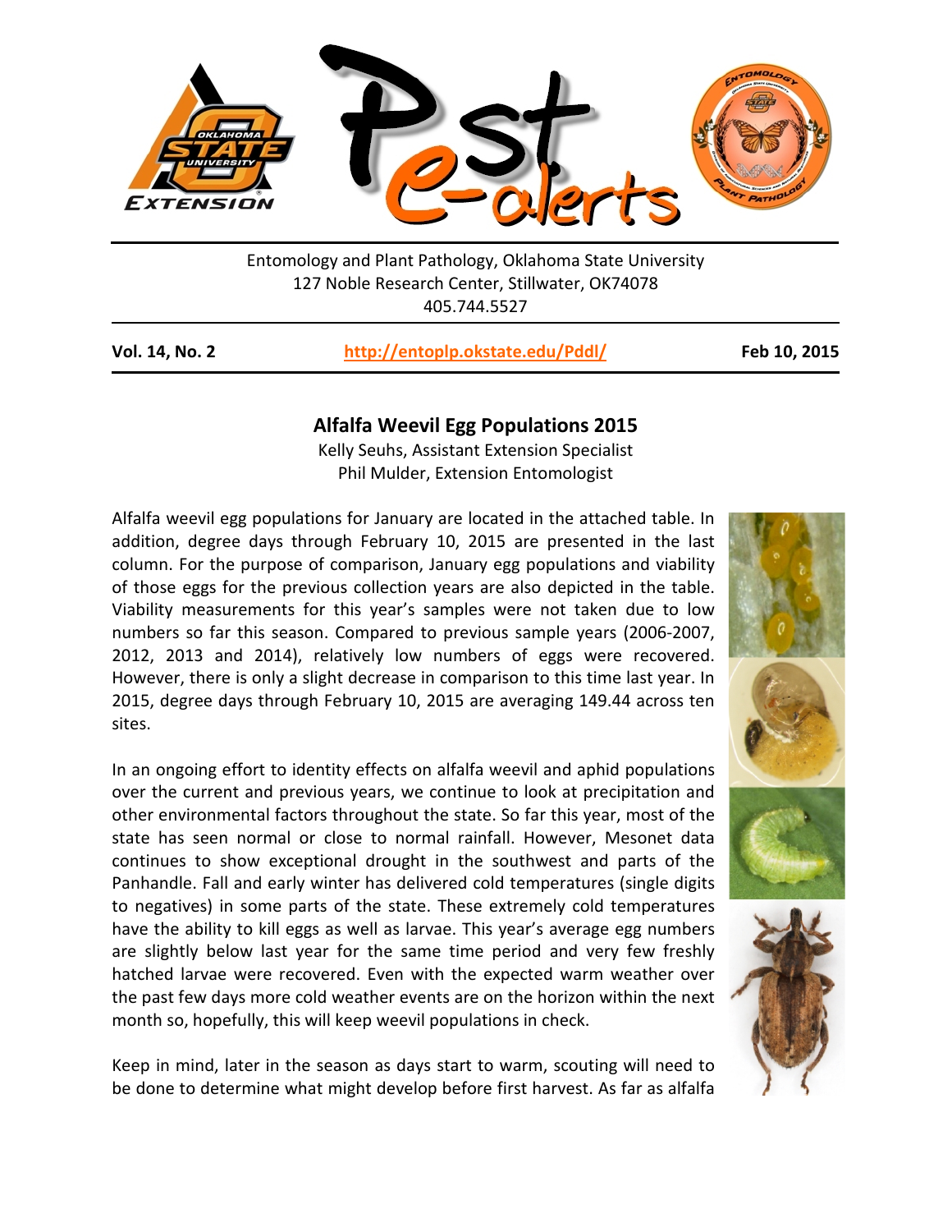Entomology and Plant Pathology, Oklahoma State University
127 Noble Research Center, Stillwater, OK74078
405.744.5527

**Vol. 14, No. 2** | **http://entoplp.okstate.edu/Pddl/** | **Feb 10, 2015**

## Alfalfa Weevil Egg Populations 2015

Kelly Seuhs, Assistant Extension Specialist
Phil Mulder, Extension Entomologist

Alfalfa weevil egg populations for January are located in the attached table. In addition, degree days through February 10, 2015 are presented in the last column. For the purpose of comparison, January egg populations and viability of those eggs for the previous collection years are also depicted in the table. Viability measurements for this year's samples were not taken due to low numbers so far this season. Compared to previous sample years (2006-2007, 2012, 2013 and 2014), relatively low numbers of eggs were recovered. However, there is only a slight decrease in comparison to this time last year. In 2015, degree days through February 10, 2015 are averaging 149.44 across ten sites.

In an ongoing effort to identity effects on alfalfa weevil and aphid populations over the current and previous years, we continue to look at precipitation and other environmental factors throughout the state. So far this year, most of the state has seen normal or close to normal rainfall. However, Mesonet data continues to show exceptional drought in the southwest and parts of the Panhandle. Fall and early winter has delivered cold temperatures (single digits to negatives) in some parts of the state. These extremely cold temperatures have the ability to kill eggs as well as larvae. This year's average egg numbers are slightly below last year for the same time period and very few freshly hatched larvae were recovered. Even with the expected warm weather over the past few days more cold weather events are on the horizon within the next month so, hopefully, this will keep weevil populations in check.

Keep in mind, later in the season as days start to warm, scouting will need to be done to determine what might develop before first harvest. As far as alfalfa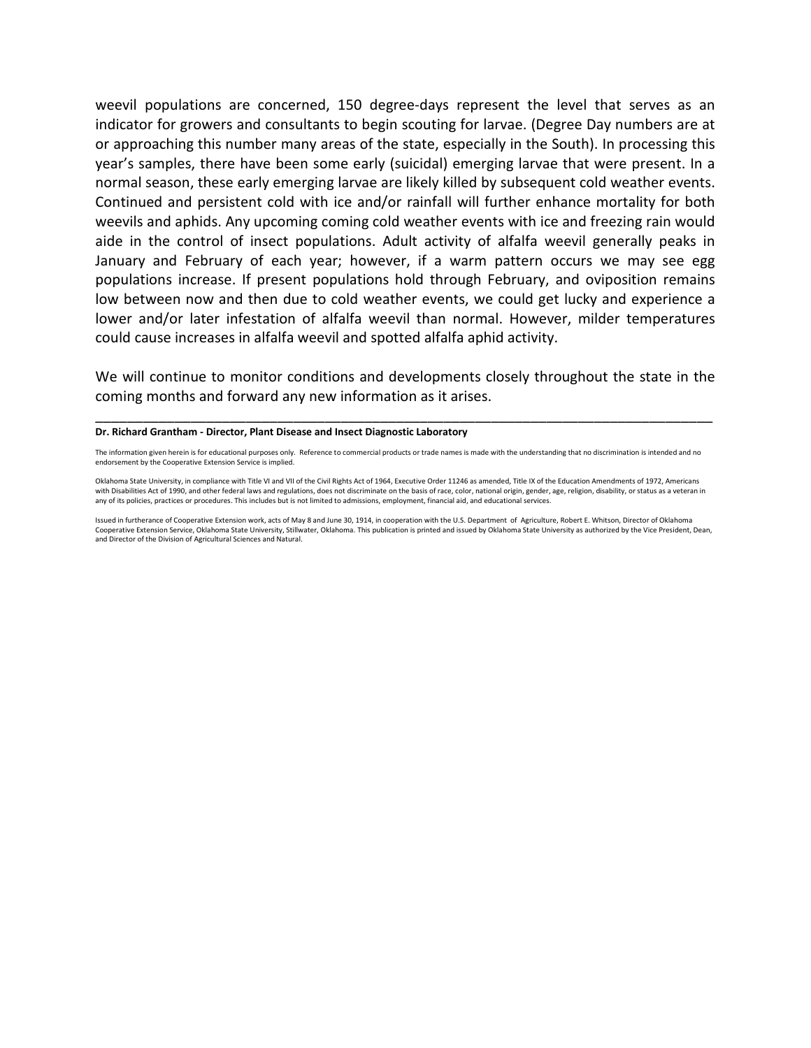weevil populations are concerned, 150 degree-days represent the level that serves as an indicator for growers and consultants to begin scouting for larvae. (Degree Day numbers are at or approaching this number many areas of the state, especially in the South). In processing this year's samples, there have been some early (suicidal) emerging larvae that were present. In a normal season, these early emerging larvae are likely killed by subsequent cold weather events. Continued and persistent cold with ice and/or rainfall will further enhance mortality for both weevils and aphids. Any upcoming coming cold weather events with ice and freezing rain would aide in the control of insect populations. Adult activity of alfalfa weevil generally peaks in January and February of each year; however, if a warm pattern occurs we may see egg populations increase. If present populations hold through February, and oviposition remains low between now and then due to cold weather events, we could get lucky and experience a lower and/or later infestation of alfalfa weevil than normal. However, milder temperatures could cause increases in alfalfa weevil and spotted alfalfa aphid activity.

We will continue to monitor conditions and developments closely throughout the state in the coming months and forward any new information as it arises.

---

**Dr. Richard Grantham - Director, Plant Disease and Insect Diagnostic Laboratory**

The information given herein is for educational purposes only. Reference to commercial products or trade names is made with the understanding that no discrimination is intended and no endorsement by the Cooperative Extension Service is implied.

Oklahoma State University, in compliance with Title VI and VII of the Civil Rights Act of 1964, Executive Order 11246 as amended, Title IX of the Education Amendments of 1972, Americans with Disabilities Act of 1990, and other federal laws and regulations, does not discriminate on the basis of race, color, national origin, gender, age, religion, disability, or status as a veteran in any of its policies, practices or procedures. This includes but is not limited to admissions, employment, financial aid, and educational services.

Issued in furtherance of Cooperative Extension work, acts of May 8 and June 30, 1914, in cooperation with the U.S. Department of Agriculture, Robert E. Whitson, Director of Oklahoma Cooperative Extension Service, Oklahoma State University, Stillwater, Oklahoma. This publication is printed and issued by Oklahoma State University as authorized by the Vice President, Dean, and Director of the Division of Agricultural Sciences and Natural.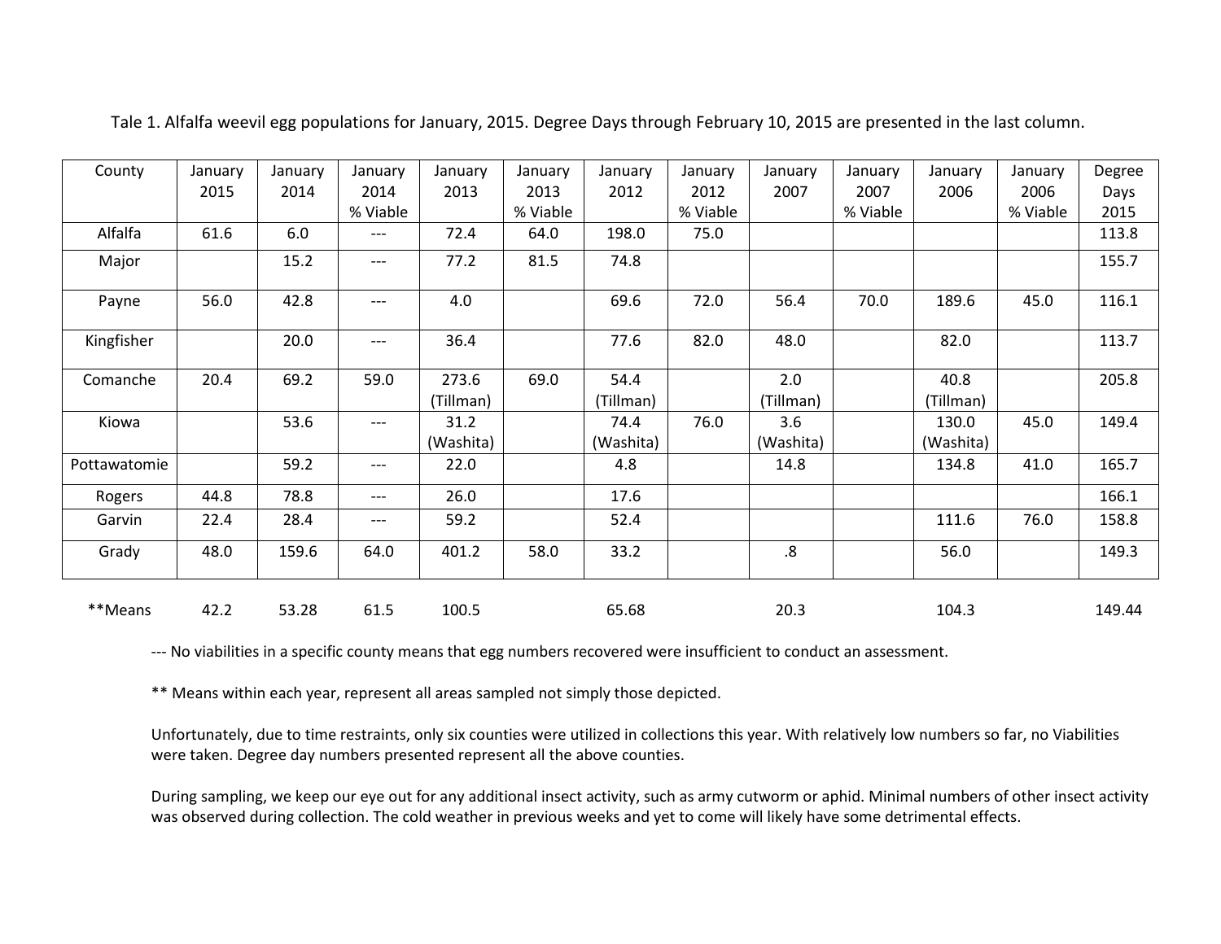Tale 1. Alfalfa weevil egg populations for January, 2015. Degree Days through February 10, 2015 are presented in the last column.

| County | January 2015 | January 2014 | January 2014 % Viable | January 2013 | January 2013 % Viable | January 2012 | January 2012 % Viable | January 2007 | January 2007 % Viable | January 2006 | January 2006 % Viable | Degree Days 2015 |
|---|---|---|---|---|---|---|---|---|---|---|---|---|
| Alfalfa | 61.6 | 6.0 | --- | 72.4 | 64.0 | 198.0 | 75.0 | | | | | 113.8 |
| Major | | 15.2 | --- | 77.2 | 81.5 | 74.8 | | | | | | 155.7 |
| Payne | 56.0 | 42.8 | --- | 4.0 | | 69.6 | 72.0 | 56.4 | 70.0 | 189.6 | 45.0 | 116.1 |
| Kingfisher | | 20.0 | --- | 36.4 | | 77.6 | 82.0 | 48.0 | | 82.0 | | 113.7 |
| Comanche | 20.4 | 69.2 | 59.0 | 273.6 (Tillman) | 69.0 | 54.4 (Tillman) | | 2.0 (Tillman) | | 40.8 (Tillman) | | 205.8 |
| Kiowa | | 53.6 | --- | 31.2 (Washita) | | 74.4 (Washita) | 76.0 | 3.6 (Washita) | | 130.0 (Washita) | 45.0 | 149.4 |
| Pottawatomie | | 59.2 | --- | 22.0 | | 4.8 | | 14.8 | | 134.8 | 41.0 | 165.7 |
| Rogers | 44.8 | 78.8 | --- | 26.0 | | 17.6 | | | | | | 166.1 |
| Garvin | 22.4 | 28.4 | --- | 59.2 | | 52.4 | | | | 111.6 | 76.0 | 158.8 |
| Grady | 48.0 | 159.6 | 64.0 | 401.2 | 58.0 | 33.2 | | .8 | | 56.0 | | 149.3 |
| **Means | 42.2 | 53.28 | 61.5 | 100.5 | | 65.68 | | 20.3 | | 104.3 | | 149.44 |

--- No viabilities in a specific county means that egg numbers recovered were insufficient to conduct an assessment.

** Means within each year, represent all areas sampled not simply those depicted.

Unfortunately, due to time restraints, only six counties were utilized in collections this year. With relatively low numbers so far, no Viabilities were taken. Degree day numbers presented represent all the above counties.

During sampling, we keep our eye out for any additional insect activity, such as army cutworm or aphid. Minimal numbers of other insect activity was observed during collection. The cold weather in previous weeks and yet to come will likely have some detrimental effects.